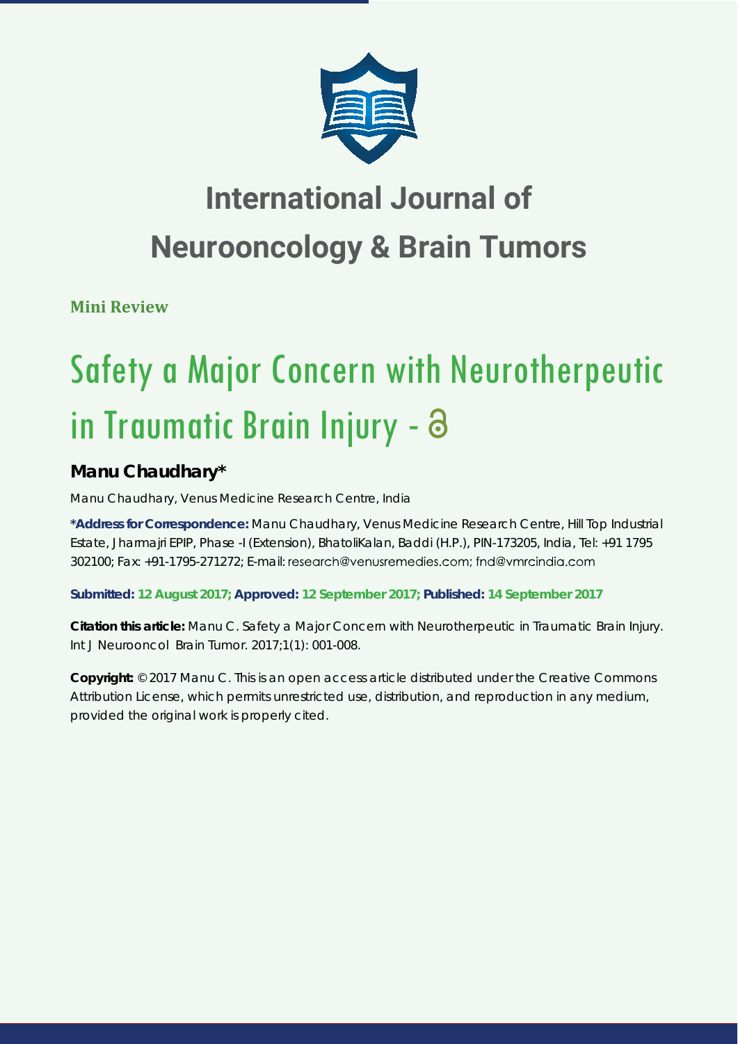# International Journal of Neurooncology & Brain Tumors

**Mini Review**

# Safety a Major Concern with Neurotherpeutic in Traumatic Brain Injury -

**Manu Chaudhary***

Manu Chaudhary, Venus Medicine Research Centre, India

**\*Address for Correspondence:** Manu Chaudhary, Venus Medicine Research Centre, Hill Top Industrial Estate, Jharmajri EPIP, Phase -I (Extension), BhatoliKalan, Baddi (H.P.), PIN-173205, India, Tel: +91 1795 302100; Fax: +91-1795-271272; E-mail: research@venusremedies.com; fnd@vmrcindia.com

**Submitted: 12 August 2017; Approved: 12 September 2017; Published: 14 September 2017**

**Citation this article:** Manu C. Safety a Major Concern with Neurotherpeutic in Traumatic Brain Injury. Int J Neurooncol Brain Tumor. 2017;1(1): 001-008.

**Copyright:** © 2017 Manu C. This is an open access article distributed under the Creative Commons Attribution License, which permits unrestricted use, distribution, and reproduction in any medium, provided the original work is properly cited.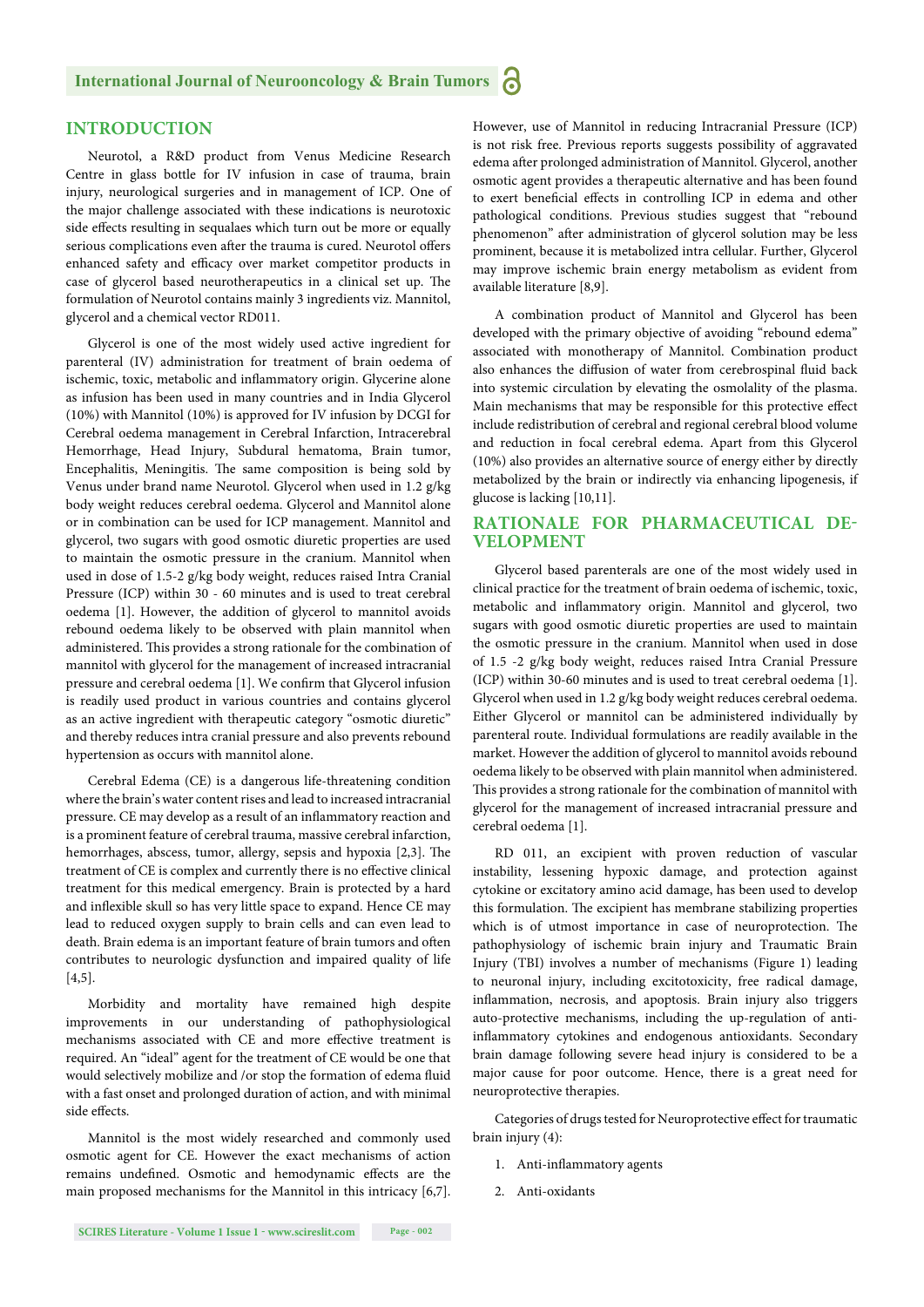## INTRODUCTION

Neurotol, a R&D product from Venus Medicine Research Centre in glass bottle for IV infusion in case of trauma, brain injury, neurological surgeries and in management of ICP. One of the major challenge associated with these indications is neurotoxic side effects resulting in sequalaes which turn out be more or equally serious complications even after the trauma is cured. Neurotol offers enhanced safety and efficacy over market competitor products in case of glycerol based neurotherapeutics in a clinical set up. The formulation of Neurotol contains mainly 3 ingredients viz. Mannitol, glycerol and a chemical vector RD011.

Glycerol is one of the most widely used active ingredient for parenteral (IV) administration for treatment of brain oedema of ischemic, toxic, metabolic and inflammatory origin. Glycerine alone as infusion has been used in many countries and in India Glycerol (10%) with Mannitol (10%) is approved for IV infusion by DCGI for Cerebral oedema management in Cerebral Infarction, Intracerebral Hemorrhage, Head Injury, Subdural hematoma, Brain tumor, Encephalitis, Meningitis. The same composition is being sold by Venus under brand name Neurotol. Glycerol when used in 1.2 g/kg body weight reduces cerebral oedema. Glycerol and Mannitol alone or in combination can be used for ICP management. Mannitol and glycerol, two sugars with good osmotic diuretic properties are used to maintain the osmotic pressure in the cranium. Mannitol when used in dose of 1.5-2 g/kg body weight, reduces raised Intra Cranial Pressure (ICP) within 30 - 60 minutes and is used to treat cerebral oedema [1]. However, the addition of glycerol to mannitol avoids rebound oedema likely to be observed with plain mannitol when administered. This provides a strong rationale for the combination of mannitol with glycerol for the management of increased intracranial pressure and cerebral oedema [1]. We confirm that Glycerol infusion is readily used product in various countries and contains glycerol as an active ingredient with therapeutic category "osmotic diuretic" and thereby reduces intra cranial pressure and also prevents rebound hypertension as occurs with mannitol alone.

Cerebral Edema (CE) is a dangerous life-threatening condition where the brain's water content rises and lead to increased intracranial pressure. CE may develop as a result of an inflammatory reaction and is a prominent feature of cerebral trauma, massive cerebral infarction, hemorrhages, abscess, tumor, allergy, sepsis and hypoxia [2,3]. The treatment of CE is complex and currently there is no effective clinical treatment for this medical emergency. Brain is protected by a hard and inflexible skull so has very little space to expand. Hence CE may lead to reduced oxygen supply to brain cells and can even lead to death. Brain edema is an important feature of brain tumors and often contributes to neurologic dysfunction and impaired quality of life [4,5].

Morbidity and mortality have remained high despite improvements in our understanding of pathophysiological mechanisms associated with CE and more effective treatment is required. An "ideal" agent for the treatment of CE would be one that would selectively mobilize and /or stop the formation of edema fluid with a fast onset and prolonged duration of action, and with minimal side effects.

Mannitol is the most widely researched and commonly used osmotic agent for CE. However the exact mechanisms of action remains undefined. Osmotic and hemodynamic effects are the main proposed mechanisms for the Mannitol in this intricacy [6,7]. However, use of Mannitol in reducing Intracranial Pressure (ICP) is not risk free. Previous reports suggests possibility of aggravated edema after prolonged administration of Mannitol. Glycerol, another osmotic agent provides a therapeutic alternative and has been found to exert beneficial effects in controlling ICP in edema and other pathological conditions. Previous studies suggest that "rebound phenomenon" after administration of glycerol solution may be less prominent, because it is metabolized intra cellular. Further, Glycerol may improve ischemic brain energy metabolism as evident from available literature [8,9].

A combination product of Mannitol and Glycerol has been developed with the primary objective of avoiding "rebound edema" associated with monotherapy of Mannitol. Combination product also enhances the diffusion of water from cerebrospinal fluid back into systemic circulation by elevating the osmolality of the plasma. Main mechanisms that may be responsible for this protective effect include redistribution of cerebral and regional cerebral blood volume and reduction in focal cerebral edema. Apart from this Glycerol (10%) also provides an alternative source of energy either by directly metabolized by the brain or indirectly via enhancing lipogenesis, if glucose is lacking [10,11].

## RATIONALE FOR PHARMACEUTICAL DEVELOPMENT

Glycerol based parenterals are one of the most widely used in clinical practice for the treatment of brain oedema of ischemic, toxic, metabolic and inflammatory origin. Mannitol and glycerol, two sugars with good osmotic diuretic properties are used to maintain the osmotic pressure in the cranium. Mannitol when used in dose of 1.5 -2 g/kg body weight, reduces raised Intra Cranial Pressure (ICP) within 30-60 minutes and is used to treat cerebral oedema [1]. Glycerol when used in 1.2 g/kg body weight reduces cerebral oedema. Either Glycerol or mannitol can be administered individually by parenteral route. Individual formulations are readily available in the market. However the addition of glycerol to mannitol avoids rebound oedema likely to be observed with plain mannitol when administered. This provides a strong rationale for the combination of mannitol with glycerol for the management of increased intracranial pressure and cerebral oedema [1].

RD 011, an excipient with proven reduction of vascular instability, lessening hypoxic damage, and protection against cytokine or excitatory amino acid damage, has been used to develop this formulation. The excipient has membrane stabilizing properties which is of utmost importance in case of neuroprotection. The pathophysiology of ischemic brain injury and Traumatic Brain Injury (TBI) involves a number of mechanisms (Figure 1) leading to neuronal injury, including excitotoxicity, free radical damage, inflammation, necrosis, and apoptosis. Brain injury also triggers auto-protective mechanisms, including the up-regulation of anti-inflammatory cytokines and endogenous antioxidants. Secondary brain damage following severe head injury is considered to be a major cause for poor outcome. Hence, there is a great need for neuroprotective therapies.

Categories of drugs tested for Neuroprotective effect for traumatic brain injury (4):

1. Anti-inflammatory agents
2. Anti-oxidants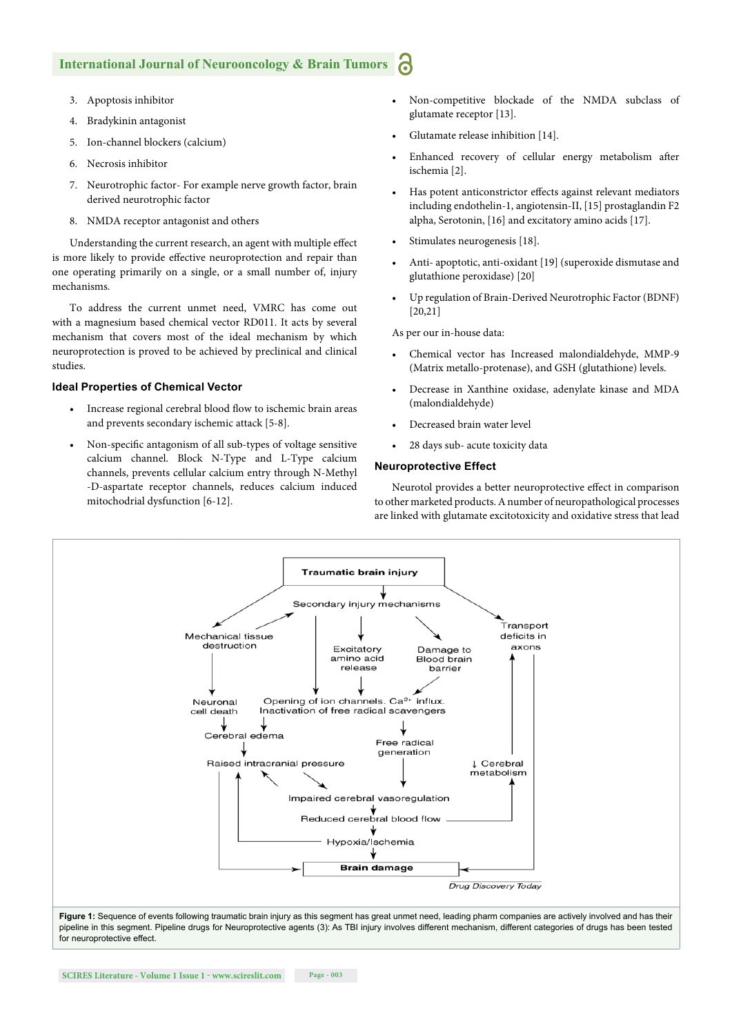3. Apoptosis inhibitor
4. Bradykinin antagonist
5. Ion-channel blockers (calcium)
6. Necrosis inhibitor
7. Neurotrophic factor- For example nerve growth factor, brain derived neurotrophic factor
8. NMDA receptor antagonist and others

Understanding the current research, an agent with multiple effect is more likely to provide effective neuroprotection and repair than one operating primarily on a single, or a small number of, injury mechanisms.

To address the current unmet need, VMRC has come out with a magnesium based chemical vector RD011. It acts by several mechanism that covers most of the ideal mechanism by which neuroprotection is proved to be achieved by preclinical and clinical studies.

### Ideal Properties of Chemical Vector

- Increase regional cerebral blood flow to ischemic brain areas and prevents secondary ischemic attack [5-8].
- Non-specific antagonism of all sub-types of voltage sensitive calcium channel. Block N-Type and L-Type calcium channels, prevents cellular calcium entry through N-Methyl -D-aspartate receptor channels, reduces calcium induced mitochondrial dysfunction [6-12].
- Non-competitive blockade of the NMDA subclass of glutamate receptor [13].
- Glutamate release inhibition [14].
- Enhanced recovery of cellular energy metabolism after ischemia [2].
- Has potent anticonstrictor effects against relevant mediators including endothelin-1, angiotensin-II, [15] prostaglandin F2 alpha, Serotonin, [16] and excitatory amino acids [17].
- Stimulates neurogenesis [18].
- Anti- apoptotic, anti-oxidant [19] (superoxide dismutase and glutathione peroxidase) [20]
- Up regulation of Brain-Derived Neurotrophic Factor (BDNF) [20,21]

As per our in-house data:

- Chemical vector has Increased malondialdehyde, MMP-9 (Matrix metallo-protenase), and GSH (glutathione) levels.
- Decrease in Xanthine oxidase, adenylate kinase and MDA (malondialdehyde)
- Decreased brain water level
- 28 days sub- acute toxicity data

### Neuroprotective Effect

Neurotol provides a better neuroprotective effect in comparison to other marketed products. A number of neuropathological processes are linked with glutamate excitotoxicity and oxidative stress that lead

Traumatic brain injury

Secondary injury mechanisms

Mechanical tissue destruction

Excitatory amino acid release

Damage to Blood brain barrier

Transport deficits in axons

Neuronal cell death

Opening of ion channels. $Ca^{2+}$ influx. Inactivation of free radical scavengers

Cerebral edema

Free radical generation

Raised intracranial pressure

↓ Cerebral metabolism

Impaired cerebral vasoregulation

Reduced cerebral blood flow

Hypoxia/Ischemia

Brain damage

Drug Discovery Today

**Figure 1:** Sequence of events following traumatic brain injury as this segment has great unmet need, leading pharm companies are actively involved and has their pipeline in this segment. Pipeline drugs for Neuroprotective agents (3): As TBI injury involves different mechanism, different categories of drugs has been tested for neuroprotective effect.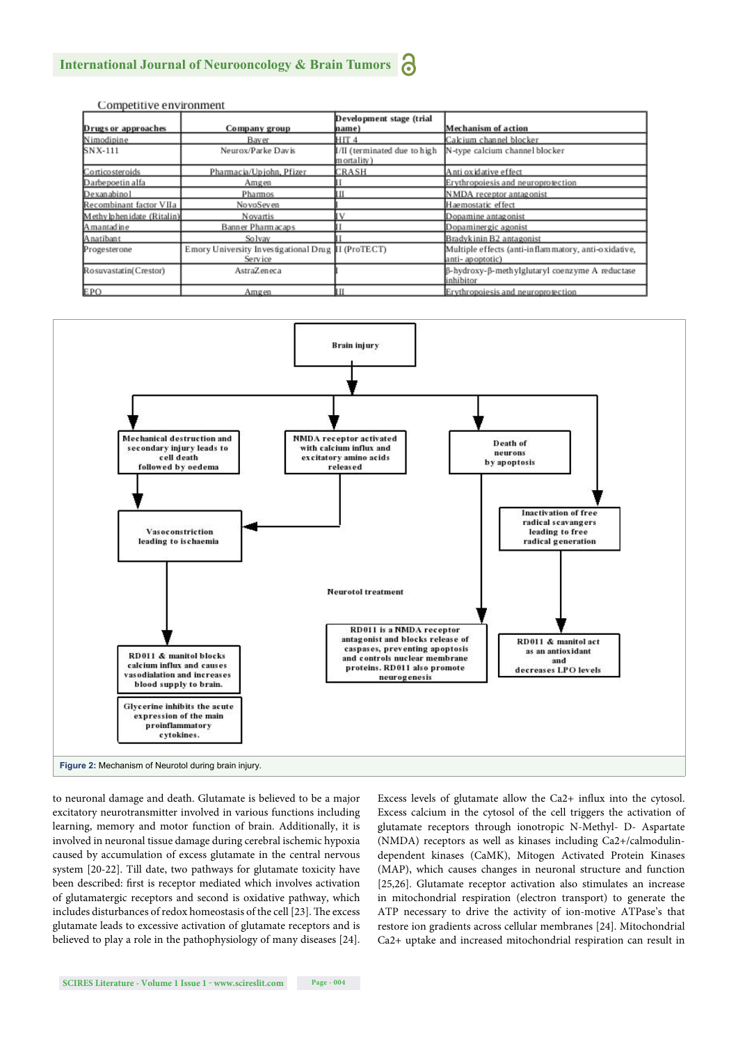Competitive environment

| Drugs or approaches | Company group | Development stage (trial name) | Mechanism of action |
|---|---|---|---|
| Nimodipine | Bayer | HIT 4 | Calcium channel blocker |
| SNX-111 | Neurox/Parke Davis | I/II (terminated due to high mortality) | N-type calcium channel blocker |
| Corticosteroids | Pharmacia/Upjohn, Pfizer | CRASH | Antioxidative effect |
| Darbepoetin alfa | Amgen | II | Erythropoiesis and neuroprotection |
| Dexanabinol | Pharmos | III | NMDA receptor antagonist |
| Recombinant factor VIIa | NovoSeven | I | Haemostatic effect |
| Methylphenidate (Ritalin) | Novartis | IV | Dopamine antagonist |
| Amantadine | Banner Pharmacaps | II | Dopaminergic agonist |
| Anatibant | Solvay | II | Bradykinin B2 antagonist |
| Progesterone | Emory University Investigational Drug Service | II (ProTECT) | Multiple effects (anti-inflammatory, anti-oxidative, anti-apoptotic) |
| Rosuvastatin(Crestor) | AstraZeneca | I | β-hydroxy-β-methylglutaryl coenzyme A reductase inhibitor |
| EPO | Amgen | III | Erythropoiesis and neuroprotection |

Brain injury

Mechanical destruction and secondary injury leads to cell death followed by oedema

NMDA receptor activated with calcium influx and excitatory amino acids released

Death of neurons by apoptosis

Inactivation of free radical scavangers leading to free radical generation

Vasoconstriction leading to ischaemia

Neurotol treatment

RD011 & manitol blocks calcium influx and causes vasodialation and increases blood supply to brain.

Glycerine inhibits the acute expression of the main proinflammatory cytokines.

RD011 is a NMDA receptor antagonist and blocks release of caspases, preventing apoptosis and controls nuclear membrane proteins. RD011 also promote neurogenesis

RD011 & manitol act as an antioxidant and decreases LPO levels

**Figure 2:** Mechanism of Neurotol during brain injury.

to neuronal damage and death. Glutamate is believed to be a major excitatory neurotransmitter involved in various functions including learning, memory and motor function of brain. Additionally, it is involved in neuronal tissue damage during cerebral ischemic hypoxia caused by accumulation of excess glutamate in the central nervous system [20-22]. Till date, two pathways for glutamate toxicity have been described: first is receptor mediated which involves activation of glutamatergic receptors and second is oxidative pathway, which includes disturbances of redox homeostasis of the cell [23]. The excess glutamate leads to excessive activation of glutamate receptors and is believed to play a role in the pathophysiology of many diseases [24]. Excess levels of glutamate allow the $Ca^{2+}$ influx into the cytosol. Excess calcium in the cytosol of the cell triggers the activation of glutamate receptors through ionotropic N-Methyl- D- Aspartate (NMDA) receptors as well as kinases including $Ca^{2+}$/calmodulin-dependent kinases (CaMK), Mitogen Activated Protein Kinases (MAP), which causes changes in neuronal structure and function [25,26]. Glutamate receptor activation also stimulates an increase in mitochondrial respiration (electron transport) to generate the ATP necessary to drive the activity of ion-motive ATPase's that restore ion gradients across cellular membranes [24]. Mitochondrial $Ca^{2+}$ uptake and increased mitochondrial respiration can result in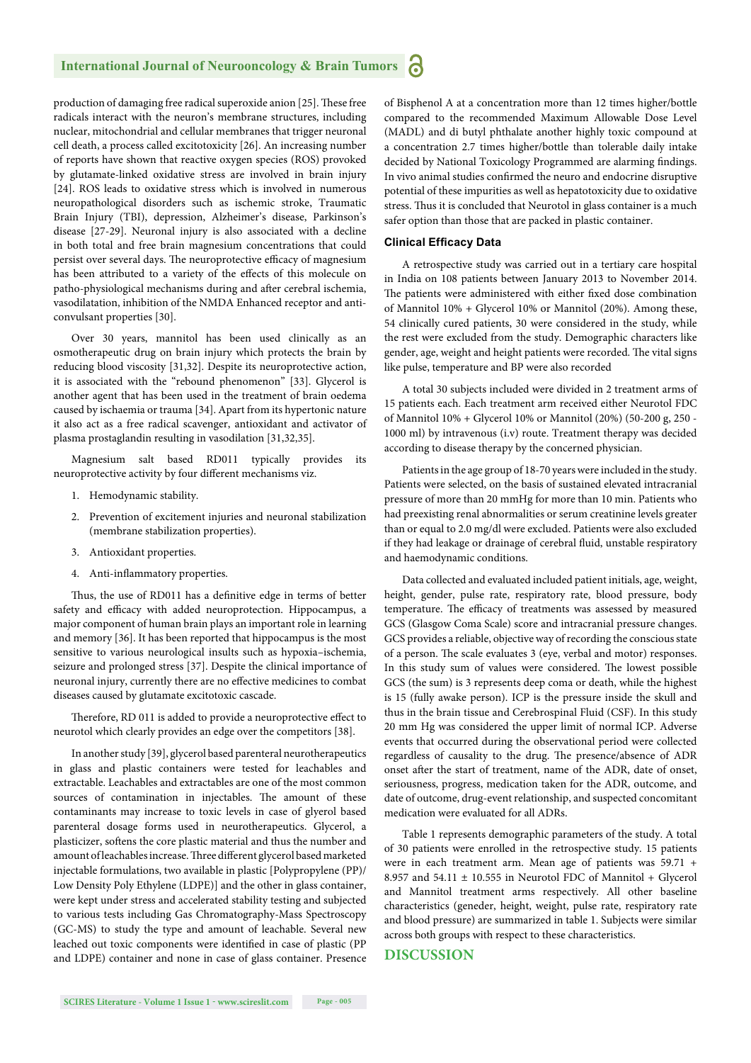production of damaging free radical superoxide anion [25]. These free radicals interact with the neuron's membrane structures, including nuclear, mitochondrial and cellular membranes that trigger neuronal cell death, a process called excitotoxicity [26]. An increasing number of reports have shown that reactive oxygen species (ROS) provoked by glutamate-linked oxidative stress are involved in brain injury [24]. ROS leads to oxidative stress which is involved in numerous neuropathological disorders such as ischemic stroke, Traumatic Brain Injury (TBI), depression, Alzheimer's disease, Parkinson's disease [27-29]. Neuronal injury is also associated with a decline in both total and free brain magnesium concentrations that could persist over several days. The neuroprotective efficacy of magnesium has been attributed to a variety of the effects of this molecule on patho-physiological mechanisms during and after cerebral ischemia, vasodilatation, inhibition of the NMDA Enhanced receptor and anti-convulsant properties [30].

Over 30 years, mannitol has been used clinically as an osmotherapeutic drug on brain injury which protects the brain by reducing blood viscosity [31,32]. Despite its neuroprotective action, it is associated with the "rebound phenomenon" [33]. Glycerol is another agent that has been used in the treatment of brain oedema caused by ischaemia or trauma [34]. Apart from its hypertonic nature it also act as a free radical scavenger, antioxidant and activator of plasma prostaglandin resulting in vasodilation [31,32,35].

Magnesium salt based RD011 typically provides its neuroprotective activity by four different mechanisms viz.

1. Hemodynamic stability.
2. Prevention of excitement injuries and neuronal stabilization (membrane stabilization properties).
3. Antioxidant properties.
4. Anti-inflammatory properties.

Thus, the use of RD011 has a definitive edge in terms of better safety and efficacy with added neuroprotection. Hippocampus, a major component of human brain plays an important role in learning and memory [36]. It has been reported that hippocampus is the most sensitive to various neurological insults such as hypoxia–ischemia, seizure and prolonged stress [37]. Despite the clinical importance of neuronal injury, currently there are no effective medicines to combat diseases caused by glutamate excitotoxic cascade.

Therefore, RD 011 is added to provide a neuroprotective effect to neurotol which clearly provides an edge over the competitors [38].

In another study [39], glycerol based parenteral neurotherapeutics in glass and plastic containers were tested for leachables and extractable. Leachables and extractables are one of the most common sources of contamination in injectables. The amount of these contaminants may increase to toxic levels in case of glyerol based parenteral dosage forms used in neurotherapeutics. Glycerol, a plasticizer, softens the core plastic material and thus the number and amount of leachables increase. Three different glycerol based marketed injectable formulations, two available in plastic [Polypropylene (PP)/ Low Density Poly Ethylene (LDPE)] and the other in glass container, were kept under stress and accelerated stability testing and subjected to various tests including Gas Chromatography-Mass Spectroscopy (GC-MS) to study the type and amount of leachable. Several new leached out toxic components were identified in case of plastic (PP and LDPE) container and none in case of glass container. Presence of Bisphenol A at a concentration more than 12 times higher/bottle compared to the recommended Maximum Allowable Dose Level (MADL) and di butyl phthalate another highly toxic compound at a concentration 2.7 times higher/bottle than tolerable daily intake decided by National Toxicology Programmed are alarming findings. In vivo animal studies confirmed the neuro and endocrine disruptive potential of these impurities as well as hepatotoxicity due to oxidative stress. Thus it is concluded that Neurotol in glass container is a much safer option than those that are packed in plastic container.

### Clinical Efficacy Data

A retrospective study was carried out in a tertiary care hospital in India on 108 patients between January 2013 to November 2014. The patients were administered with either fixed dose combination of Mannitol 10% + Glycerol 10% or Mannitol (20%). Among these, 54 clinically cured patients, 30 were considered in the study, while the rest were excluded from the study. Demographic characters like gender, age, weight and height patients were recorded. The vital signs like pulse, temperature and BP were also recorded

A total 30 subjects included were divided in 2 treatment arms of 15 patients each. Each treatment arm received either Neurotol FDC of Mannitol 10% + Glycerol 10% or Mannitol (20%) (50-200 g, 250 - 1000 ml) by intravenous (i.v) route. Treatment therapy was decided according to disease therapy by the concerned physician.

Patients in the age group of 18-70 years were included in the study. Patients were selected, on the basis of sustained elevated intracranial pressure of more than 20 mmHg for more than 10 min. Patients who had preexisting renal abnormalities or serum creatinine levels greater than or equal to 2.0 mg/dl were excluded. Patients were also excluded if they had leakage or drainage of cerebral fluid, unstable respiratory and haemodynamic conditions.

Data collected and evaluated included patient initials, age, weight, height, gender, pulse rate, respiratory rate, blood pressure, body temperature. The efficacy of treatments was assessed by measured GCS (Glasgow Coma Scale) score and intracranial pressure changes. GCS provides a reliable, objective way of recording the conscious state of a person. The scale evaluates 3 (eye, verbal and motor) responses. In this study sum of values were considered. The lowest possible GCS (the sum) is 3 represents deep coma or death, while the highest is 15 (fully awake person). ICP is the pressure inside the skull and thus in the brain tissue and Cerebrospinal Fluid (CSF). In this study 20 mm Hg was considered the upper limit of normal ICP. Adverse events that occurred during the observational period were collected regardless of causality to the drug. The presence/absence of ADR onset after the start of treatment, name of the ADR, date of onset, seriousness, progress, medication taken for the ADR, outcome, and date of outcome, drug-event relationship, and suspected concomitant medication were evaluated for all ADRs.

Table 1 represents demographic parameters of the study. A total of 30 patients were enrolled in the retrospective study. 15 patients were in each treatment arm. Mean age of patients was 59.71 + 8.957 and 54.11 ± 10.555 in Neurotol FDC of Mannitol + Glycerol and Mannitol treatment arms respectively. All other baseline characteristics (geneder, height, weight, pulse rate, respiratory rate and blood pressure) are summarized in table 1. Subjects were similar across both groups with respect to these characteristics.

## DISCUSSION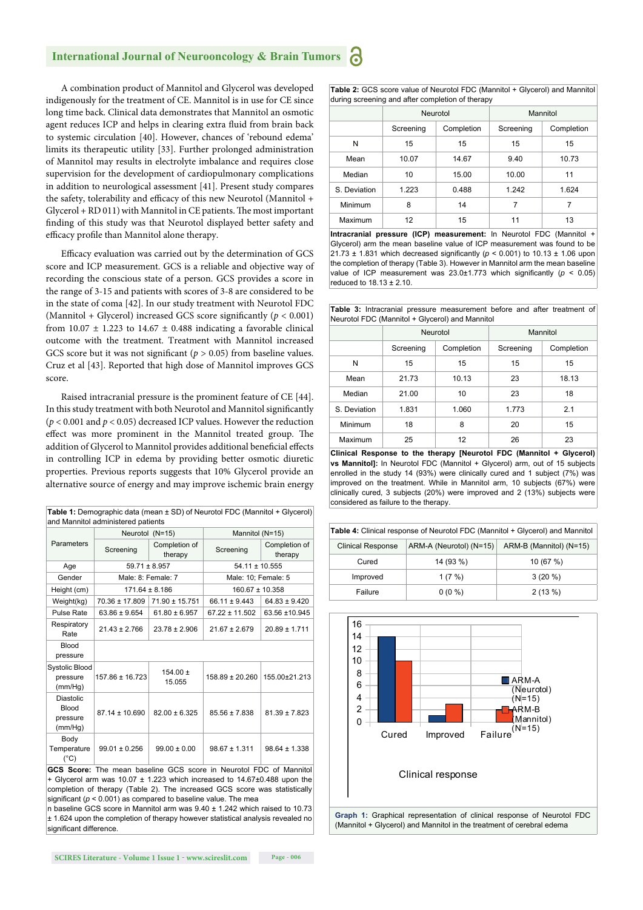A combination product of Mannitol and Glycerol was developed indigenously for the treatment of CE. Mannitol is in use for CE since long time back. Clinical data demonstrates that Mannitol an osmotic agent reduces ICP and helps in clearing extra fluid from brain back to systemic circulation [40]. However, chances of 'rebound edema' limits its therapeutic utility [33]. Further prolonged administration of Mannitol may results in electrolyte imbalance and requires close supervision for the development of cardiopulmonary complications in addition to neurological assessment [41]. Present study compares the safety, tolerability and efficacy of this new Neurotol (Mannitol + Glycerol + RD 011) with Mannitol in CE patients. The most important finding of this study was that Neurotol displayed better safety and efficacy profile than Mannitol alone therapy.

Efficacy evaluation was carried out by the determination of GCS score and ICP measurement. GCS is a reliable and objective way of recording the conscious state of a person. GCS provides a score in the range of 3-15 and patients with scores of 3-8 are considered to be in the state of coma [42]. In our study treatment with Neurotol FDC (Mannitol + Glycerol) increased GCS score significantly ($p < 0.001$) from 10.07 ± 1.223 to 14.67 ± 0.488 indicating a favorable clinical outcome with the treatment. Treatment with Mannitol increased GCS score but it was not significant ($p > 0.05$) from baseline values. Cruz et al [43]. Reported that high dose of Mannitol improves GCS score.

Raised intracranial pressure is the prominent feature of CE [44]. In this study treatment with both Neurotol and Mannitol significantly ($p < 0.001$ and $p < 0.05$) decreased ICP values. However the reduction effect was more prominent in the Mannitol treated group. The addition of Glycerol to Mannitol provides additional beneficial effects in controlling ICP in edema by providing better osmotic diuretic properties. Previous reports suggests that 10% Glycerol provide an alternative source of energy and may improve ischemic brain energy

**Table 1:** Demographic data (mean ± SD) of Neurotol FDC (Mannitol + Glycerol) and Mannitol administered patients

| Parameters | Neurotol (N=15) | | Mannitol (N=15) | |
|---|---|---|---|---|
| | Screening | Completion of therapy | Screening | Completion of therapy |
| Age | 59.71 ± 8.957 | | 54.11 ± 10.555 | |
| Gender | Male: 8: Female: 7 | | Male: 10; Female: 5 | |
| Height (cm) | 171.64 ± 8.186 | | 160.67 ± 10.358 | |
| Weight(kg) | 70.36 ± 17.809 | 71.90 ± 15.751 | 66.11 ± 9.443 | 64.83 ± 9.420 |
| Pulse Rate | 63.86 ± 9.654 | 61.80 ± 6.957 | 67.22 ± 11.502 | 63.56 ±10.945 |
| Respiratory Rate | 21.43 ± 2.766 | 23.78 ± 2.906 | 21.67 ± 2.679 | 20.89 ± 1.711 |
| Blood pressure | | | | |
| Systolic Blood pressure (mm/Hg) | 157.86 ± 16.723 | 154.00 ± 15.055 | 158.89 ± 20.260 | 155.00±21.213 |
| Diastolic Blood pressure (mm/Hg) | 87.14 ± 10.690 | 82.00 ± 6.325 | 85.56 ± 7.838 | 81.39 ± 7.823 |
| Body Temperature (°C) | 99.01 ± 0.256 | 99.00 ± 0.00 | 98.67 ± 1.311 | 98.64 ± 1.338 |

**GCS Score:** The mean baseline GCS score in Neurotol FDC of Mannitol + Glycerol arm was 10.07 ± 1.223 which increased to 14.67±0.488 upon the completion of therapy (Table 2). The increased GCS score was statistically significant ($p < 0.001$) as compared to baseline value. The mea
n baseline GCS score in Mannitol arm was 9.40 ± 1.242 which raised to 10.73 ± 1.624 upon the completion of therapy however statistical analysis revealed no significant difference.

**Table 2:** GCS score value of Neurotol FDC (Mannitol + Glycerol) and Mannitol during screening and after completion of therapy

| | Neurotol | | Mannitol | |
|---|---|---|---|---|
| | Screening | Completion | Screening | Completion |
| N | 15 | 15 | 15 | 15 |
| Mean | 10.07 | 14.67 | 9.40 | 10.73 |
| Median | 10 | 15.00 | 10.00 | 11 |
| S. Deviation | 1.223 | 0.488 | 1.242 | 1.624 |
| Minimum | 8 | 14 | 7 | 7 |
| Maximum | 12 | 15 | 11 | 13 |

**Intracranial pressure (ICP) measurement:** In Neurotol FDC (Mannitol + Glycerol) arm the mean baseline value of ICP measurement was found to be 21.73 ± 1.831 which decreased significantly ($p < 0.001$) to 10.13 ± 1.06 upon the completion of therapy (Table 3). However in Mannitol arm the mean baseline value of ICP measurement was 23.0±1.773 which significantly ($p < 0.05$) reduced to 18.13 ± 2.10.

**Table 3:** Intracranial pressure measurement before and after treatment of Neurotol FDC (Mannitol + Glycerol) and Mannitol

| | Neurotol | | Mannitol | |
|---|---|---|---|---|
| | Screening | Completion | Screening | Completion |
| N | 15 | 15 | 15 | 15 |
| Mean | 21.73 | 10.13 | 23 | 18.13 |
| Median | 21.00 | 10 | 23 | 18 |
| S. Deviation | 1.831 | 1.060 | 1.773 | 2.1 |
| Minimum | 18 | 8 | 20 | 15 |
| Maximum | 25 | 12 | 26 | 23 |

**Clinical Response to the therapy [Neurotol FDC (Mannitol + Glycerol) vs Mannitol]:** In Neurotol FDC (Mannitol + Glycerol) arm, out of 15 subjects enrolled in the study 14 (93%) were clinically cured and 1 subject (7%) was improved on the treatment. While in Mannitol arm, 10 subjects (67%) were clinically cured, 3 subjects (20%) were improved and 2 (13%) subjects were considered as failure to the therapy.

**Table 4:** Clinical response of Neurotol FDC (Mannitol + Glycerol) and Mannitol

| Clinical Response | ARM-A (Neurotol) (N=15) | ARM-B (Mannitol) (N=15) |
|---|---|---|
| Cured | 14 (93 %) | 10 (67 %) |
| Improved | 1 (7 %) | 3 (20 %) |
| Failure | 0 (0 %) | 2 (13 %) |

16
14
12
10
8
6
4
2
0
Cured
Improved
Failure
ARM-A (Neurotol) (N=15)
ARM-B (Mannitol) (N=15)
Clinical response

**Graph 1:** Graphical representation of clinical response of Neurotol FDC (Mannitol + Glycerol) and Mannitol in the treatment of cerebral edema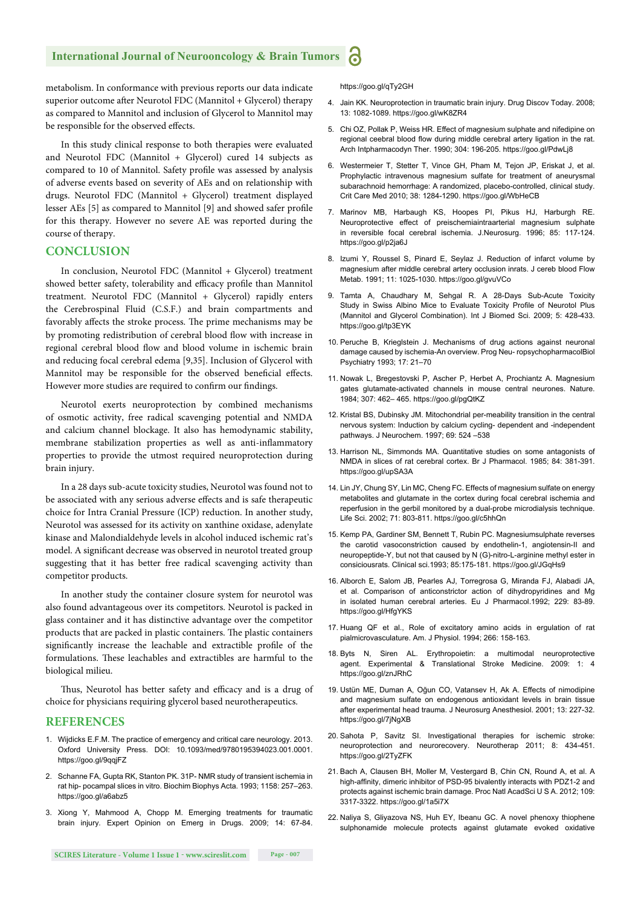metabolism. In conformance with previous reports our data indicate superior outcome after Neurotol FDC (Mannitol + Glycerol) therapy as compared to Mannitol and inclusion of Glycerol to Mannitol may be responsible for the observed effects.

In this study clinical response to both therapies were evaluated and Neurotol FDC (Mannitol + Glycerol) cured 14 subjects as compared to 10 of Mannitol. Safety profile was assessed by analysis of adverse events based on severity of AEs and on relationship with drugs. Neurotol FDC (Mannitol + Glycerol) treatment displayed lesser AEs [5] as compared to Mannitol [9] and showed safer profile for this therapy. However no severe AE was reported during the course of therapy.

## CONCLUSION

In conclusion, Neurotol FDC (Mannitol + Glycerol) treatment showed better safety, tolerability and efficacy profile than Mannitol treatment. Neurotol FDC (Mannitol + Glycerol) rapidly enters the Cerebrospinal Fluid (C.S.F.) and brain compartments and favorably affects the stroke process. The prime mechanisms may be by promoting redistribution of cerebral blood flow with increase in regional cerebral blood flow and blood volume in ischemic brain and reducing focal cerebral edema [9,35]. Inclusion of Glycerol with Mannitol may be responsible for the observed beneficial effects. However more studies are required to confirm our findings.

Neurotol exerts neuroprotection by combined mechanisms of osmotic activity, free radical scavenging potential and NMDA and calcium channel blockage. It also has hemodynamic stability, membrane stabilization properties as well as anti-inflammatory properties to provide the utmost required neuroprotection during brain injury.

In a 28 days sub-acute toxicity studies, Neurotol was found not to be associated with any serious adverse effects and is safe therapeutic choice for Intra Cranial Pressure (ICP) reduction. In another study, Neurotol was assessed for its activity on xanthine oxidase, adenylate kinase and Malondialdehyde levels in alcohol induced ischemic rat's model. A significant decrease was observed in neurotol treated group suggesting that it has better free radical scavenging activity than competitor products.

In another study the container closure system for neurotol was also found advantageous over its competitors. Neurotol is packed in glass container and it has distinctive advantage over the competitor products that are packed in plastic containers. The plastic containers significantly increase the leachable and extractible profile of the formulations. These leachables and extractibles are harmful to the biological milieu.

Thus, Neurotol has better safety and efficacy and is a drug of choice for physicians requiring glycerol based neurotherapeutics.

## REFERENCES

1. Wijdicks E.F.M. The practice of emergency and critical care neurology. 2013. Oxford University Press. DOI: 10.1093/med/9780195394023.001.0001. https://goo.gl/9qqjFZ
2. Schanne FA, Gupta RK, Stanton PK. 31P- NMR study of transient ischemia in rat hip- pocampal slices in vitro. Biochim Biophys Acta. 1993; 1158: 257–263. https://goo.gl/a6abz5
3. Xiong Y, Mahmood A, Chopp M. Emerging treatments for traumatic brain injury. Expert Opinion on Emerg in Drugs. 2009; 14: 67-84. https://goo.gl/qTy2GH
4. Jain KK. Neuroprotection in traumatic brain injury. Drug Discov Today. 2008; 13: 1082-1089. https://goo.gl/wK8ZR4
5. Chi OZ, Pollak P, Weiss HR. Effect of magnesium sulphate and nifedipine on regional ceebral blood flow during middle cerebral artery ligation in the rat. Arch Intpharmacodyn Ther. 1990; 304: 196-205. https://goo.gl/PdwLj8
6. Westermeier T, Stetter T, Vince GH, Pham M, Tejon JP, Eriskat J, et al. Prophylactic intravenous magnesium sulfate for treatment of aneurysmal subarachnoid hemorrhage: A randomized, placebo-controlled, clinical study. Crit Care Med 2010; 38: 1284-1290. https://goo.gl/WbHeCB
7. Marinov MB, Harbaugh KS, Hoopes PI, Pikus HJ, Harburgh RE. Neuroprotective effect of preischemiaintraarterial magnesium sulphate in reversible focal cerebral ischemia. J.Neurosurg. 1996; 85: 117-124. https://goo.gl/p2ja6J
8. Izumi Y, Roussel S, Pinard E, Seylaz J. Reduction of infarct volume by magnesium after middle cerebral artery occlusion inrats. J cereb blood Flow Metab. 1991; 11: 1025-1030. https://goo.gl/gvuVCo
9. Tamta A, Chaudhary M, Sehgal R. A 28-Days Sub-Acute Toxicity Study in Swiss Albino Mice to Evaluate Toxicity Profile of Neurotol Plus (Mannitol and Glycerol Combination). Int J Biomed Sci. 2009; 5: 428-433. https://goo.gl/tp3EYK
10. Peruche B, Krieglstein J. Mechanisms of drug actions against neuronal damage caused by ischemia-An overview. Prog Neu- ropsychopharmacolBiol Psychiatry 1993; 17: 21–70
11. Nowak L, Bregestovski P, Ascher P, Herbet A, Prochiantz A. Magnesium gates glutamate-activated channels in mouse central neurones. Nature. 1984; 307: 462– 465. https://goo.gl/pgQtKZ
12. Kristal BS, Dubinsky JM. Mitochondrial per-meability transition in the central nervous system: Induction by calcium cycling- dependent and -independent pathways. J Neurochem. 1997; 69: 524 –538
13. Harrison NL, Simmonds MA. Quantitative studies on some antagonists of NMDA in slices of rat cerebral cortex. Br J Pharmacol. 1985; 84: 381-391. https://goo.gl/upSA3A
14. Lin JY, Chung SY, Lin MC, Cheng FC. Effects of magnesium sulfate on energy metabolites and glutamate in the cortex during focal cerebral ischemia and reperfusion in the gerbil monitored by a dual-probe microdialysis technique. Life Sci. 2002; 71: 803-811. https://goo.gl/c5hhQn
15. Kemp PA, Gardiner SM, Bennett T, Rubin PC. Magnesiumsulphate reverses the carotid vasoconstriction caused by endothelin-1, angiotensin-II and neuropeptide-Y, but not that caused by N (G)-nitro-L-arginine methyl ester in consiciousrats. Clinical sci.1993; 85:175-181. https://goo.gl/JGqHs9
16. Alborch E, Salom JB, Pearles AJ, Torregrosa G, Miranda FJ, Alabadi JA, et al. Comparison of anticonstrictor action of dihydropyridines and Mg in isolated human cerebral arteries. Eu J Pharmacol.1992; 229: 83-89. https://goo.gl/HfgYKS
17. Huang QF et al., Role of excitatory amino acids in ergulation of rat pialmicrovasculature. Am. J Physiol. 1994; 266: 158-163.
18. Byts N, Siren AL. Erythropoietin: a multimodal neuroprotective agent. Experimental & Translational Stroke Medicine. 2009: 1: 4 https://goo.gl/znJRhC
19. Ustün ME, Duman A, Oğun CO, Vatansev H, Ak A. Effects of nimodipine and magnesium sulfate on endogenous antioxidant levels in brain tissue after experimental head trauma. J Neurosurg Anesthesiol. 2001; 13: 227-32. https://goo.gl/7jNgXB
20. Sahota P, Savitz SI. Investigational therapies for ischemic stroke: neuroprotection and neurorecovery. Neurotherap 2011; 8: 434-451. https://goo.gl/2TyZFK
21. Bach A, Clausen BH, Moller M, Vestergard B, Chin CN, Round A, et al. A high-affinity, dimeric inhibitor of PSD-95 bivalently interacts with PDZ1-2 and protects against ischemic brain damage. Proc Natl AcadSci U S A. 2012; 109: 3317-3322. https://goo.gl/1a5i7X
22. Naliya S, Gliyazova NS, Huh EY, Ibeanu GC. A novel phenoxy thiophene sulphonamide molecule protects against glutamate evoked oxidative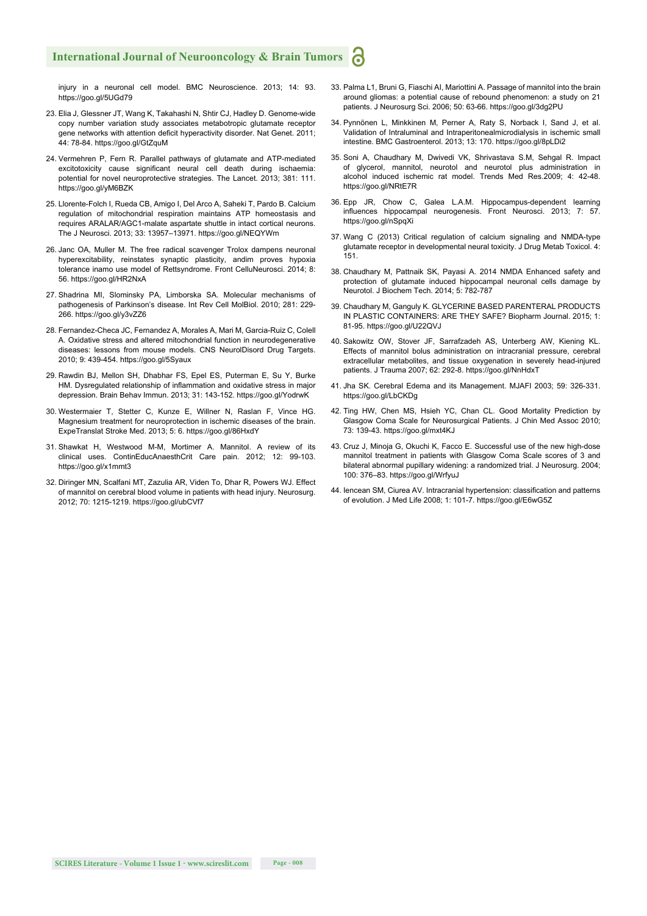injury in a neuronal cell model. BMC Neuroscience. 2013; 14: 93. https://goo.gl/5UGd79

23. Elia J, Glessner JT, Wang K, Takahashi N, Shtir CJ, Hadley D. Genome-wide copy number variation study associates metabotropic glutamate receptor gene networks with attention deficit hyperactivity disorder. Nat Genet. 2011; 44: 78-84. https://goo.gl/GtZquM

24. Vermehren P, Fern R. Parallel pathways of glutamate and ATP-mediated excitotoxicity cause significant neural cell death during ischaemia: potential for novel neuroprotective strategies. The Lancet. 2013; 381: 111. https://goo.gl/yM6BZK

25. Llorente-Folch I, Rueda CB, Amigo I, Del Arco A, Saheki T, Pardo B. Calcium regulation of mitochondrial respiration maintains ATP homeostasis and requires ARALAR/AGC1-malate aspartate shuttle in intact cortical neurons. The J Neurosci. 2013; 33: 13957–13971. https://goo.gl/NEQYWm

26. Janc OA, Muller M. The free radical scavenger Trolox dampens neuronal hyperexcitability, reinstates synaptic plasticity, andim proves hypoxia tolerance inamo use model of Rettsyndrome. Front CelluNeurosci. 2014; 8: 56. https://goo.gl/HR2NxA

27. Shadrina MI, Slominsky PA, Limborska SA. Molecular mechanisms of pathogenesis of Parkinson's disease. Int Rev Cell MolBiol. 2010; 281: 229-266. https://goo.gl/y3vZZ6

28. Fernandez-Checa JC, Fernandez A, Morales A, Mari M, Garcia-Ruiz C, Colell A. Oxidative stress and altered mitochondrial function in neurodegenerative diseases: lessons from mouse models. CNS NeurolDisord Drug Targets. 2010; 9: 439-454. https://goo.gl/5Syaux

29. Rawdin BJ, Mellon SH, Dhabhar FS, Epel ES, Puterman E, Su Y, Burke HM. Dysregulated relationship of inflammation and oxidative stress in major depression. Brain Behav Immun. 2013; 31: 143-152. https://goo.gl/YodrwK

30. Westermaier T, Stetter C, Kunze E, Willner N, Raslan F, Vince HG. Magnesium treatment for neuroprotection in ischemic diseases of the brain. ExpeTranslat Stroke Med. 2013; 5: 6. https://goo.gl/86HxdY

31. Shawkat H, Westwood M-M, Mortimer A. Mannitol. A review of its clinical uses. ContinEducAnaesthCrit Care pain. 2012; 12: 99-103. https://goo.gl/x1mmt3

32. Diringer MN, Scalfani MT, Zazulia AR, Viden To, Dhar R, Powers WJ. Effect of mannitol on cerebral blood volume in patients with head injury. Neurosurg. 2012; 70: 1215-1219. https://goo.gl/ubCVf7

33. Palma L1, Bruni G, Fiaschi AI, Mariottini A. Passage of mannitol into the brain around gliomas: a potential cause of rebound phenomenon: a study on 21 patients. J Neurosurg Sci. 2006; 50: 63-66. https://goo.gl/3dg2PU

34. Pynnönen L, Minkkinen M, Perner A, Raty S, Norback I, Sand J, et al. Validation of Intraluminal and Intraperitonealmicrodialysis in ischemic small intestine. BMC Gastroenterol. 2013; 13: 170. https://goo.gl/8pLDi2

35. Soni A, Chaudhary M, Dwivedi VK, Shrivastava S.M, Sehgal R. Impact of glycerol, mannitol, neurotol and neurotol plus administration in alcohol induced ischemic rat model. Trends Med Res.2009; 4: 42-48. https://goo.gl/NRtE7R

36. Epp JR, Chow C, Galea L.A.M. Hippocampus-dependent learning influences hippocampal neurogenesis. Front Neurosci. 2013; 7: 57. https://goo.gl/nSpqXi

37. Wang C (2013) Critical regulation of calcium signaling and NMDA-type glutamate receptor in developmental neural toxicity. J Drug Metab Toxicol. 4: 151.

38. Chaudhary M, Pattnaik SK, Payasi A. 2014 NMDA Enhanced safety and protection of glutamate induced hippocampal neuronal cells damage by Neurotol. J Biochem Tech. 2014; 5: 782-787

39. Chaudhary M, Ganguly K. GLYCERINE BASED PARENTERAL PRODUCTS IN PLASTIC CONTAINERS: ARE THEY SAFE? Biopharm Journal. 2015; 1: 81-95. https://goo.gl/U22QVJ

40. Sakowitz OW, Stover JF, Sarrafzadeh AS, Unterberg AW, Kiening KL. Effects of mannitol bolus administration on intracranial pressure, cerebral extracellular metabolites, and tissue oxygenation in severely head-injured patients. J Trauma 2007; 62: 292-8. https://goo.gl/NnHdxT

41. Jha SK. Cerebral Edema and its Management. MJAFI 2003; 59: 326-331. https://goo.gl/LbCKDg

42. Ting HW, Chen MS, Hsieh YC, Chan CL. Good Mortality Prediction by Glasgow Coma Scale for Neurosurgical Patients. J Chin Med Assoc 2010; 73: 139-43. https://goo.gl/mxt4KJ

43. Cruz J, Minoja G, Okuchi K, Facco E. Successful use of the new high-dose mannitol treatment in patients with Glasgow Coma Scale scores of 3 and bilateral abnormal pupillary widening: a randomized trial. J Neurosurg. 2004; 100: 376–83. https://goo.gl/WrfyuJ

44. Iencean SM, Ciurea AV. Intracranial hypertension: classification and patterns of evolution. J Med Life 2008; 1: 101-7. https://goo.gl/E6wG5Z